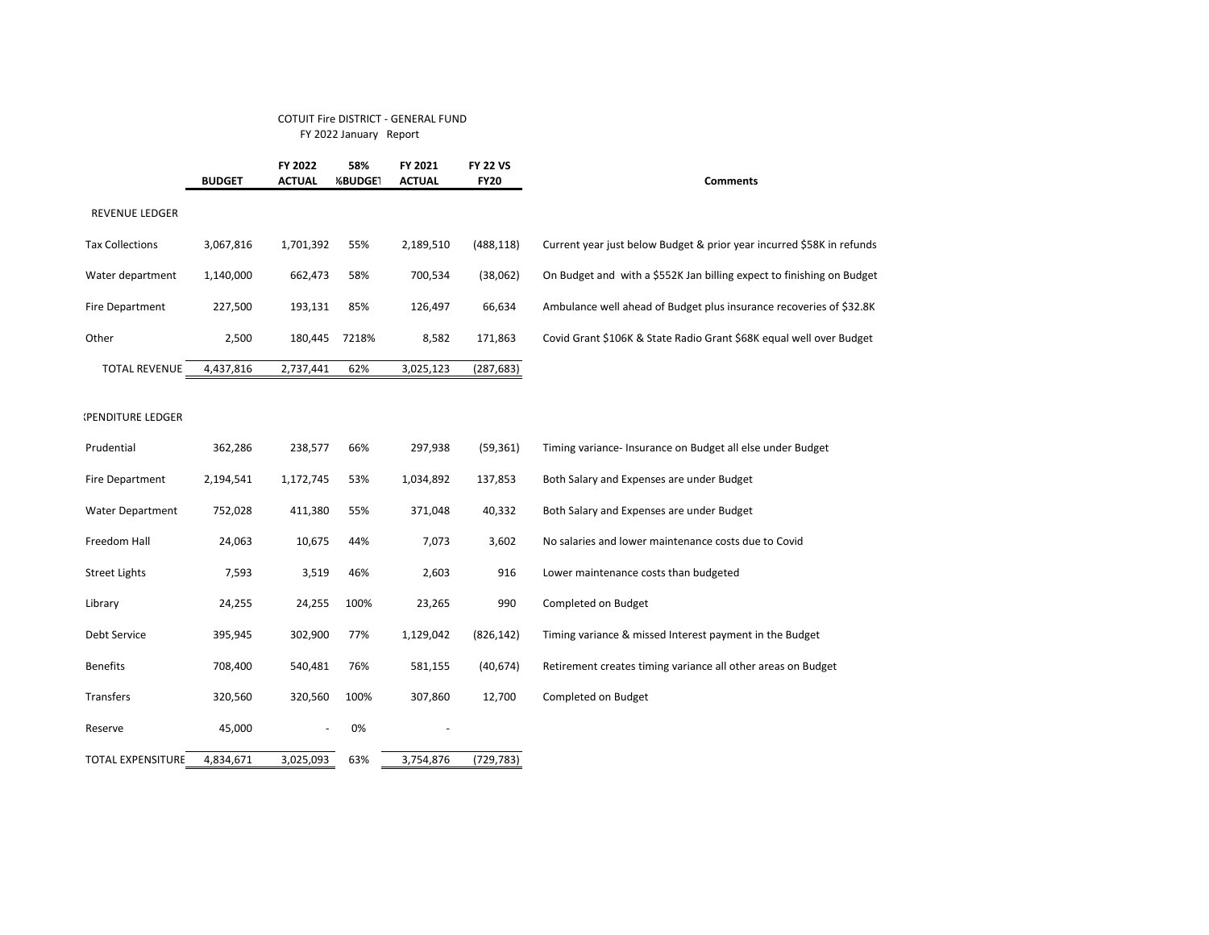COTUIT Fire DISTRICT - GENERAL FUND

FY 2022 January Report

| | BUDGET | FY 2022 ACTUAL | 58% %BUDGET | FY 2021 ACTUAL | FY 22 VS FY20 | Comments |
|---|---|---|---|---|---|---|
| REVENUE LEDGER | | | | | | |
| Tax Collections | 3,067,816 | 1,701,392 | 55% | 2,189,510 | (488,118) | Current year just below Budget & prior year incurred $58K in refunds |
| Water department | 1,140,000 | 662,473 | 58% | 700,534 | (38,062) | On Budget and with a $552K Jan billing expect to finishing on Budget |
| Fire Department | 227,500 | 193,131 | 85% | 126,497 | 66,634 | Ambulance well ahead of Budget plus insurance recoveries of $32.8K |
| Other | 2,500 | 180,445 | 7218% | 8,582 | 171,863 | Covid Grant $106K & State Radio Grant $68K equal well over Budget |
| TOTAL REVENUE | 4,437,816 | 2,737,441 | 62% | 3,025,123 | (287,683) | |
| EXPENDITURE LEDGER | | | | | | |
| Prudential | 362,286 | 238,577 | 66% | 297,938 | (59,361) | Timing variance- Insurance on Budget all else under Budget |
| Fire Department | 2,194,541 | 1,172,745 | 53% | 1,034,892 | 137,853 | Both Salary and Expenses are under Budget |
| Water Department | 752,028 | 411,380 | 55% | 371,048 | 40,332 | Both Salary and Expenses are under Budget |
| Freedom Hall | 24,063 | 10,675 | 44% | 7,073 | 3,602 | No salaries and lower maintenance costs due to Covid |
| Street Lights | 7,593 | 3,519 | 46% | 2,603 | 916 | Lower maintenance costs than budgeted |
| Library | 24,255 | 24,255 | 100% | 23,265 | 990 | Completed on Budget |
| Debt Service | 395,945 | 302,900 | 77% | 1,129,042 | (826,142) | Timing variance & missed Interest payment in the Budget |
| Benefits | 708,400 | 540,481 | 76% | 581,155 | (40,674) | Retirement creates timing variance all other areas on Budget |
| Transfers | 320,560 | 320,560 | 100% | 307,860 | 12,700 | Completed on Budget |
| Reserve | 45,000 | - | 0% | - | | |
| TOTAL EXPENSITURE | 4,834,671 | 3,025,093 | 63% | 3,754,876 | (729,783) | |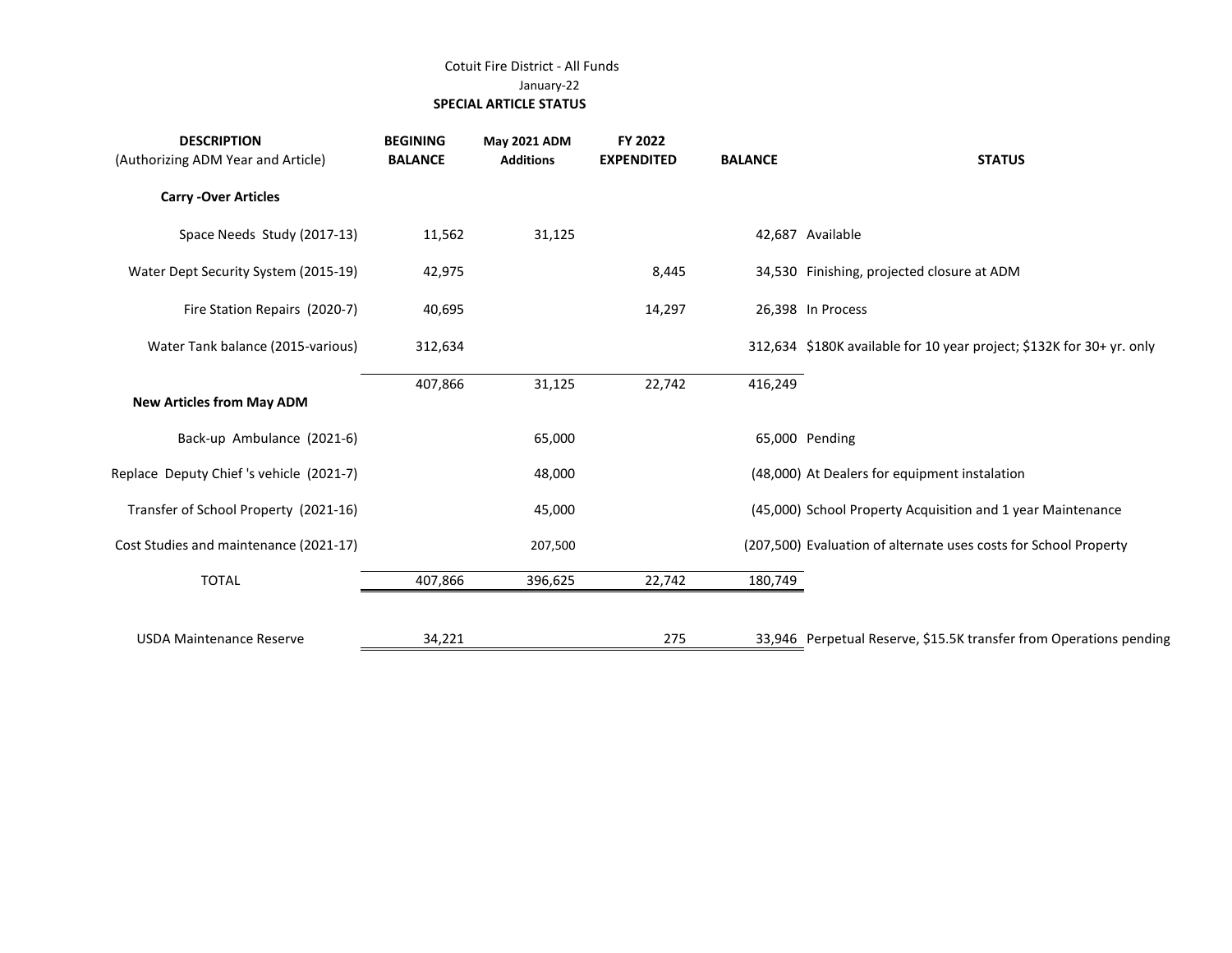Cotuit Fire District - All Funds

January-22

**SPECIAL ARTICLE STATUS**

| DESCRIPTION (Authorizing ADM Year and Article) | BEGINING BALANCE | May 2021 ADM Additions | FY 2022 EXPENDITED | BALANCE | STATUS |
|---|---|---|---|---|---|
| **Carry -Over Articles** | | | | | |
| Space Needs Study (2017-13) | 11,562 | 31,125 | | 42,687 | Available |
| Water Dept Security System (2015-19) | 42,975 | | 8,445 | 34,530 | Finishing, projected closure at ADM |
| Fire Station Repairs (2020-7) | 40,695 | | 14,297 | 26,398 | In Process |
| Water Tank balance (2015-various) | 312,634 | | | 312,634 | $180K available for 10 year project; $132K for 30+ yr. only |
| | 407,866 | 31,125 | 22,742 | 416,249 | |
| **New Articles from May ADM** | | | | | |
| Back-up Ambulance (2021-6) | | 65,000 | | 65,000 | Pending |
| Replace Deputy Chief 's vehicle (2021-7) | | 48,000 | | (48,000) | At Dealers for equipment instalation |
| Transfer of School Property (2021-16) | | 45,000 | | (45,000) | School Property Acquisition and 1 year Maintenance |
| Cost Studies and maintenance (2021-17) | | 207,500 | | (207,500) | Evaluation of alternate uses costs for School Property |
| TOTAL | 407,866 | 396,625 | 22,742 | 180,749 | |
| | | | | | |
| USDA Maintenance Reserve | 34,221 | | 275 | 33,946 | Perpetual Reserve, $15.5K transfer from Operations pending |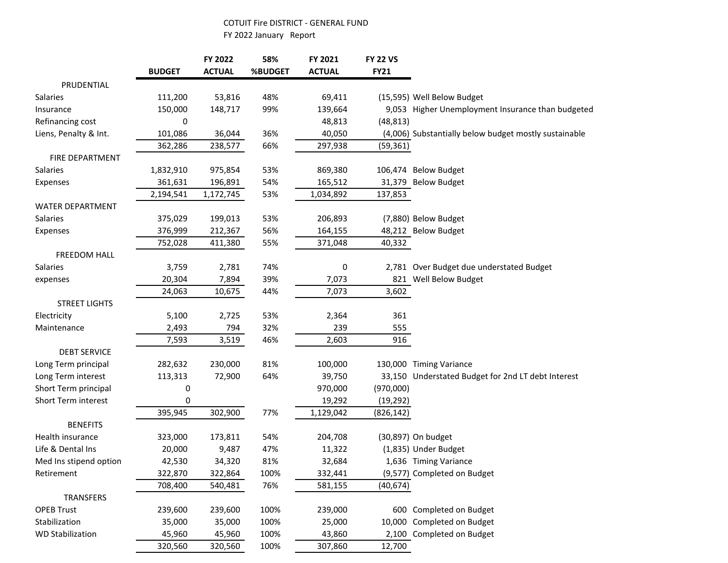COTUIT Fire DISTRICT - GENERAL FUND

FY 2022 January Report

| | BUDGET | FY 2022 ACTUAL | 58% %BUDGET | FY 2021 ACTUAL | FY 22 VS FY21 | |
|---|---|---|---|---|---|---|
| **PRUDENTIAL** | | | | | | |
| Salaries | 111,200 | 53,816 | 48% | 69,411 | (15,595) | Well Below Budget |
| Insurance | 150,000 | 148,717 | 99% | 139,664 | 9,053 | Higher Unemployment Insurance than budgeted |
| Refinancing cost | 0 | | | 48,813 | (48,813) | |
| Liens, Penalty & Int. | 101,086 | 36,044 | 36% | 40,050 | (4,006) | Substantially below budget mostly sustainable |
| | 362,286 | 238,577 | 66% | 297,938 | (59,361) | |
| **FIRE DEPARTMENT** | | | | | | |
| Salaries | 1,832,910 | 975,854 | 53% | 869,380 | 106,474 | Below Budget |
| Expenses | 361,631 | 196,891 | 54% | 165,512 | 31,379 | Below Budget |
| | 2,194,541 | 1,172,745 | 53% | 1,034,892 | 137,853 | |
| **WATER DEPARTMENT** | | | | | | |
| Salaries | 375,029 | 199,013 | 53% | 206,893 | (7,880) | Below Budget |
| Expenses | 376,999 | 212,367 | 56% | 164,155 | 48,212 | Below Budget |
| | 752,028 | 411,380 | 55% | 371,048 | 40,332 | |
| **FREEDOM HALL** | | | | | | |
| Salaries | 3,759 | 2,781 | 74% | 0 | 2,781 | Over Budget due understated Budget |
| expenses | 20,304 | 7,894 | 39% | 7,073 | 821 | Well Below Budget |
| | 24,063 | 10,675 | 44% | 7,073 | 3,602 | |
| **STREET LIGHTS** | | | | | | |
| Electricity | 5,100 | 2,725 | 53% | 2,364 | 361 | |
| Maintenance | 2,493 | 794 | 32% | 239 | 555 | |
| | 7,593 | 3,519 | 46% | 2,603 | 916 | |
| **DEBT SERVICE** | | | | | | |
| Long Term principal | 282,632 | 230,000 | 81% | 100,000 | 130,000 | Timing Variance |
| Long Term interest | 113,313 | 72,900 | 64% | 39,750 | 33,150 | Understated Budget for 2nd LT debt Interest |
| Short Term principal | 0 | | | 970,000 | (970,000) | |
| Short Term interest | 0 | | | 19,292 | (19,292) | |
| | 395,945 | 302,900 | 77% | 1,129,042 | (826,142) | |
| **BENEFITS** | | | | | | |
| Health insurance | 323,000 | 173,811 | 54% | 204,708 | (30,897) | On budget |
| Life & Dental Ins | 20,000 | 9,487 | 47% | 11,322 | (1,835) | Under Budget |
| Med Ins stipend option | 42,530 | 34,320 | 81% | 32,684 | 1,636 | Timing Variance |
| Retirement | 322,870 | 322,864 | 100% | 332,441 | (9,577) | Completed on Budget |
| | 708,400 | 540,481 | 76% | 581,155 | (40,674) | |
| **TRANSFERS** | | | | | | |
| OPEB Trust | 239,600 | 239,600 | 100% | 239,000 | 600 | Completed on Budget |
| Stabilization | 35,000 | 35,000 | 100% | 25,000 | 10,000 | Completed on Budget |
| WD Stabilization | 45,960 | 45,960 | 100% | 43,860 | 2,100 | Completed on Budget |
| | 320,560 | 320,560 | 100% | 307,860 | 12,700 | |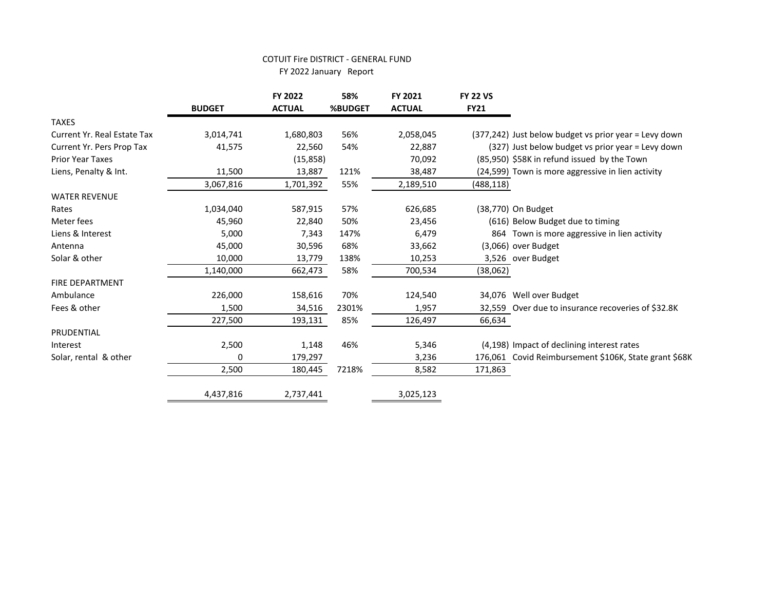COTUIT Fire DISTRICT - GENERAL FUND

FY 2022 January Report

| | BUDGET | FY 2022 ACTUAL | 58% %BUDGET | FY 2021 ACTUAL | FY 22 VS FY21 | |
|---|---|---|---|---|---|---|
| TAXES | | | | | | |
| Current Yr. Real Estate Tax | 3,014,741 | 1,680,803 | 56% | 2,058,045 | (377,242) | Just below budget vs prior year = Levy down |
| Current Yr. Pers Prop Tax | 41,575 | 22,560 | 54% | 22,887 | (327) | Just below budget vs prior year = Levy down |
| Prior Year Taxes | | (15,858) | | 70,092 | (85,950) | $58K in refund issued by the Town |
| Liens, Penalty & Int. | 11,500 | 13,887 | 121% | 38,487 | (24,599) | Town is more aggressive in lien activity |
| | 3,067,816 | 1,701,392 | 55% | 2,189,510 | (488,118) | |
| WATER REVENUE | | | | | | |
| Rates | 1,034,040 | 587,915 | 57% | 626,685 | (38,770) | On Budget |
| Meter fees | 45,960 | 22,840 | 50% | 23,456 | (616) | Below Budget due to timing |
| Liens & Interest | 5,000 | 7,343 | 147% | 6,479 | 864 | Town is more aggressive in lien activity |
| Antenna | 45,000 | 30,596 | 68% | 33,662 | (3,066) | over Budget |
| Solar & other | 10,000 | 13,779 | 138% | 10,253 | 3,526 | over Budget |
| | 1,140,000 | 662,473 | 58% | 700,534 | (38,062) | |
| FIRE DEPARTMENT | | | | | | |
| Ambulance | 226,000 | 158,616 | 70% | 124,540 | 34,076 | Well over Budget |
| Fees & other | 1,500 | 34,516 | 2301% | 1,957 | 32,559 | Over due to insurance recoveries of $32.8K |
| | 227,500 | 193,131 | 85% | 126,497 | 66,634 | |
| PRUDENTIAL | | | | | | |
| Interest | 2,500 | 1,148 | 46% | 5,346 | (4,198) | Impact of declining interest rates |
| Solar, rental & other | 0 | 179,297 | | 3,236 | 176,061 | Covid Reimbursement $106K, State grant $68K |
| | 2,500 | 180,445 | 7218% | 8,582 | 171,863 | |
| | 4,437,816 | 2,737,441 | | 3,025,123 | | |